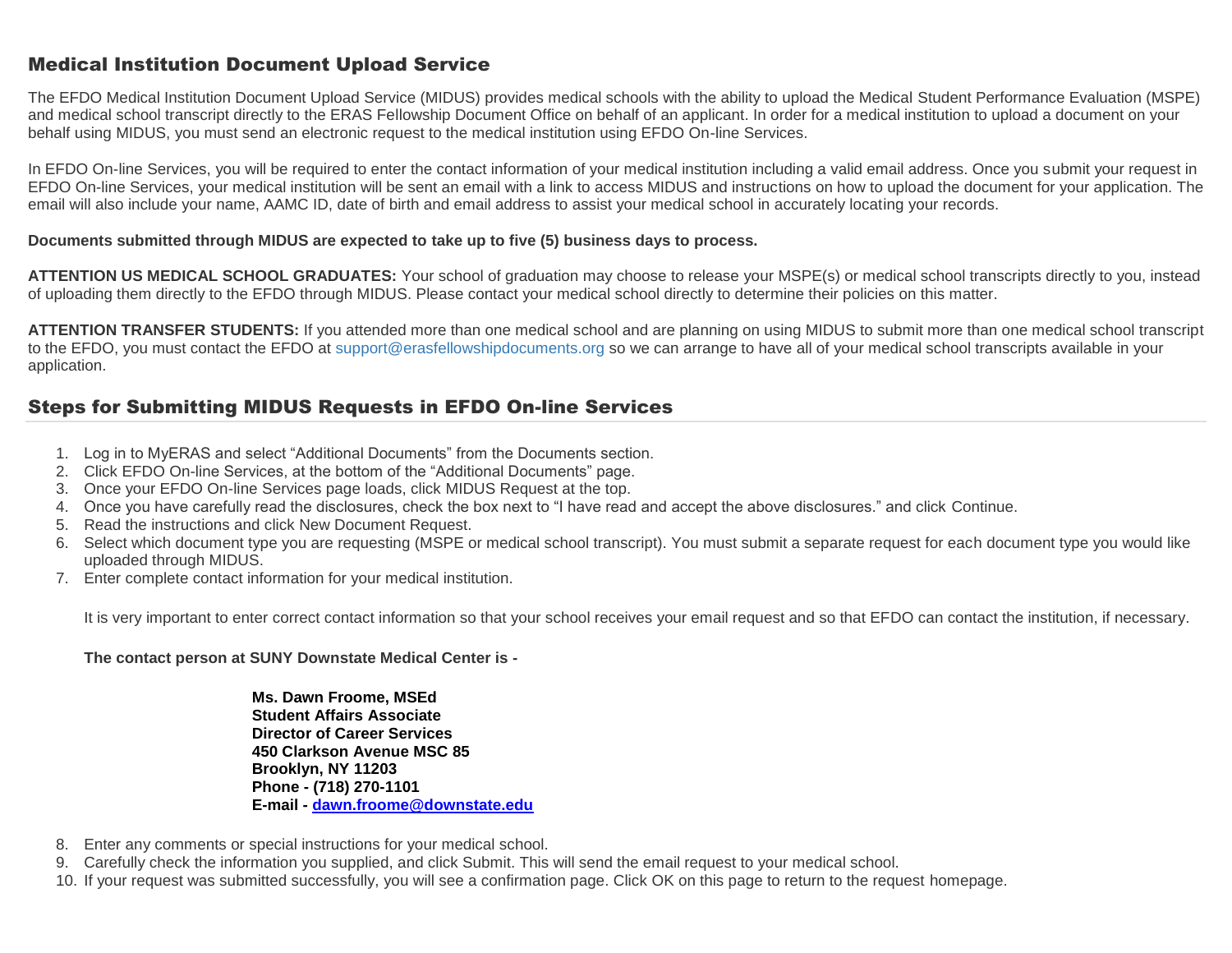## Medical Institution Document Upload Service

The EFDO Medical Institution Document Upload Service (MIDUS) provides medical schools with the ability to upload the Medical Student Performance Evaluation (MSPE) and medical school transcript directly to the ERAS Fellowship Document Office on behalf of an applicant. In order for a medical institution to upload a document on your behalf using MIDUS, you must send an electronic request to the medical institution using EFDO On-line Services.

In EFDO On-line Services, you will be required to enter the contact information of your medical institution including a valid email address. Once you submit your request in EFDO On-line Services, your medical institution will be sent an email with a link to access MIDUS and instructions on how to upload the document for your application. The email will also include your name, AAMC ID, date of birth and email address to assist your medical school in accurately locating your records.

**Documents submitted through MIDUS are expected to take up to five (5) business days to process.**

**ATTENTION US MEDICAL SCHOOL GRADUATES:** Your school of graduation may choose to release your MSPE(s) or medical school transcripts directly to you, instead of uploading them directly to the EFDO through MIDUS. Please contact your medical school directly to determine their policies on this matter.

**ATTENTION TRANSFER STUDENTS:** If you attended more than one medical school and are planning on using MIDUS to submit more than one medical school transcript to the EFDO, you must contact the EFDO at support@erasfellowshipdocuments.org so we can arrange to have all of your medical school transcripts available in your application.

## Steps for Submitting MIDUS Requests in EFDO On-line Services

1. Log in to MyERAS and select "Additional Documents" from the Documents section.
2. Click EFDO On-line Services, at the bottom of the "Additional Documents" page.
3. Once your EFDO On-line Services page loads, click MIDUS Request at the top.
4. Once you have carefully read the disclosures, check the box next to "I have read and accept the above disclosures." and click Continue.
5. Read the instructions and click New Document Request.
6. Select which document type you are requesting (MSPE or medical school transcript). You must submit a separate request for each document type you would like uploaded through MIDUS.
7. Enter complete contact information for your medical institution.

   It is very important to enter correct contact information so that your school receives your email request and so that EFDO can contact the institution, if necessary.

   **The contact person at SUNY Downstate Medical Center is -**

   **Ms. Dawn Froome, MSEd**
   **Student Affairs Associate**
   **Director of Career Services**
   **450 Clarkson Avenue MSC 85**
   **Brooklyn, NY 11203**
   **Phone - (718) 270-1101**
   **E-mail - dawn.froome@downstate.edu**

8. Enter any comments or special instructions for your medical school.
9. Carefully check the information you supplied, and click Submit. This will send the email request to your medical school.
10. If your request was submitted successfully, you will see a confirmation page. Click OK on this page to return to the request homepage.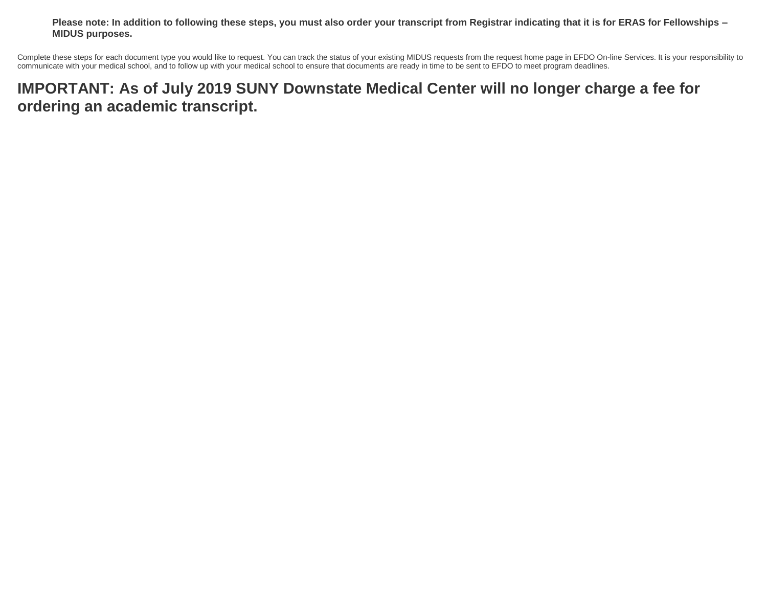**Please note: In addition to following these steps, you must also order your transcript from Registrar indicating that it is for ERAS for Fellowships – MIDUS purposes.**

Complete these steps for each document type you would like to request. You can track the status of your existing MIDUS requests from the request home page in EFDO On-line Services. It is your responsibility to communicate with your medical school, and to follow up with your medical school to ensure that documents are ready in time to be sent to EFDO to meet program deadlines.

## IMPORTANT: As of July 2019 SUNY Downstate Medical Center will no longer charge a fee for ordering an academic transcript.